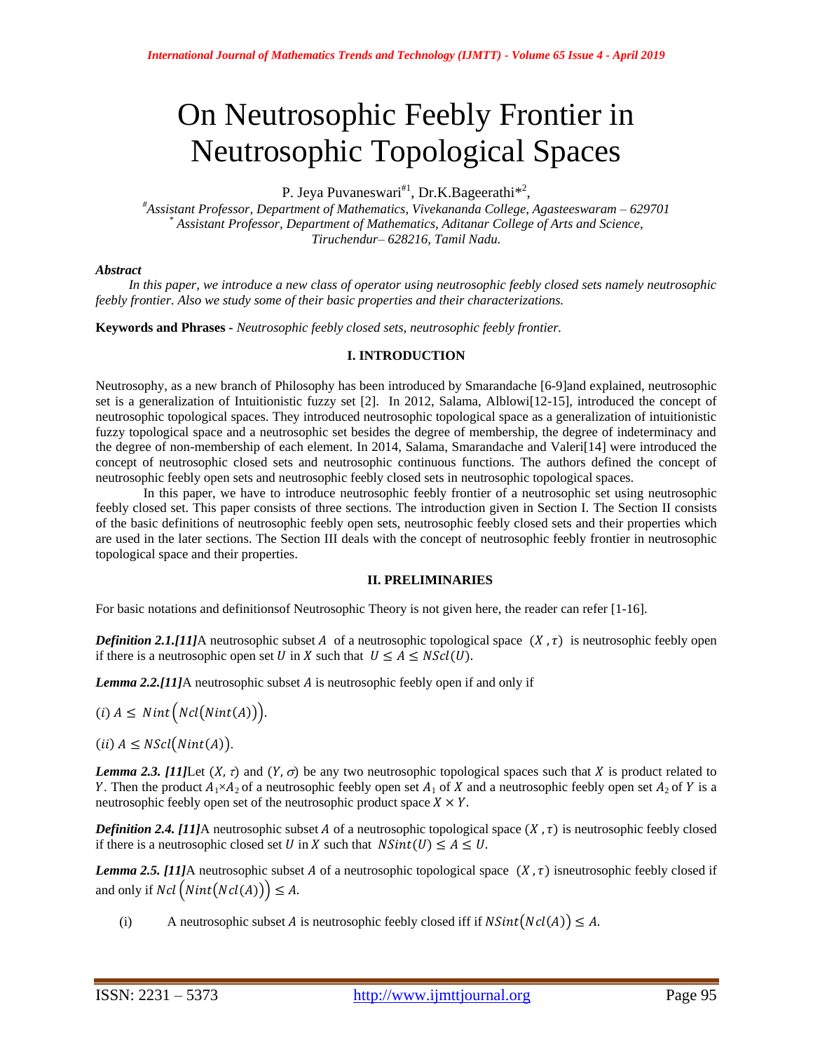# On Neutrosophic Feebly Frontier in Neutrosophic Topological Spaces

P. Jeya Puvaneswari[#1], Dr.K.Bageerathi[*2],

[#]Assistant Professor, Department of Mathematics, Vivekananda College, Agasteeswaram – 629701
[*] Assistant Professor, Department of Mathematics, Aditanar College of Arts and Science, Tiruchendur– 628216, Tamil Nadu.

***Abstract***

*In this paper, we introduce a new class of operator using neutrosophic feebly closed sets namely neutrosophic feebly frontier. Also we study some of their basic properties and their characterizations.*

**Keywords and Phrases -** *Neutrosophic feebly closed sets, neutrosophic feebly frontier.*

## I. INTRODUCTION

Neutrosophy, as a new branch of Philosophy has been introduced by Smarandache [6-9]and explained, neutrosophic set is a generalization of Intuitionistic fuzzy set [2]. In 2012, Salama, Alblowi[12-15], introduced the concept of neutrosophic topological spaces. They introduced neutrosophic topological space as a generalization of intuitionistic fuzzy topological space and a neutrosophic set besides the degree of membership, the degree of indeterminacy and the degree of non-membership of each element. In 2014, Salama, Smarandache and Valeri[14] were introduced the concept of neutrosophic closed sets and neutrosophic continuous functions. The authors defined the concept of neutrosophic feebly open sets and neutrosophic feebly closed sets in neutrosophic topological spaces.

In this paper, we have to introduce neutrosophic feebly frontier of a neutrosophic set using neutrosophic feebly closed set. This paper consists of three sections. The introduction given in Section I. The Section II consists of the basic definitions of neutrosophic feebly open sets, neutrosophic feebly closed sets and their properties which are used in the later sections. The Section III deals with the concept of neutrosophic feebly frontier in neutrosophic topological space and their properties.

## II. PRELIMINARIES

For basic notations and definitionsof Neutrosophic Theory is not given here, the reader can refer [1-16].

***Definition 2.1.[11]*** A neutrosophic subset $A$ of a neutrosophic topological space $(X, \tau)$ is neutrosophic feebly open if there is a neutrosophic open set $U$ in $X$ such that $U \leq A \leq NScl(U)$.

***Lemma 2.2.[11]*** A neutrosophic subset $A$ is neutrosophic feebly open if and only if

$(i)$ $A \leq Nint\Big(Ncl\big(Nint(A)\big)\Big)$.

$(ii)$ $A \leq NScl\big(Nint(A)\big)$.

***Lemma 2.3. [11]*** Let $(X, \tau)$ and $(Y, \sigma)$ be any two neutrosophic topological spaces such that $X$ is product related to $Y$. Then the product $A_1 \times A_2$ of a neutrosophic feebly open set $A_1$ of $X$ and a neutrosophic feebly open set $A_2$ of $Y$ is a neutrosophic feebly open set of the neutrosophic product space $X \times Y$.

***Definition 2.4. [11]*** A neutrosophic subset $A$ of a neutrosophic topological space $(X, \tau)$ is neutrosophic feebly closed if there is a neutrosophic closed set $U$ in $X$ such that $NSint(U) \leq A \leq U$.

***Lemma 2.5. [11]*** A neutrosophic subset $A$ of a neutrosophic topological space $(X, \tau)$ isneutrosophic feebly closed if and only if $Ncl\Big(Nint\big(Ncl(A)\big)\Big) \leq A$.

(i) A neutrosophic subset $A$ is neutrosophic feebly closed iff if $NSint\big(Ncl(A)\big) \leq A$.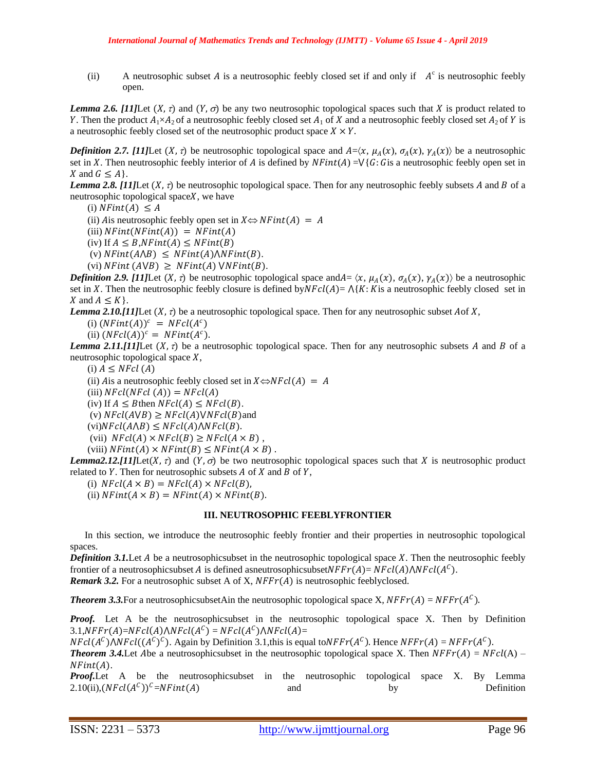(ii) A neutrosophic subset $A$ is a neutrosophic feebly closed set if and only if $A^c$ is neutrosophic feebly open.

***Lemma 2.6. [11]*** Let $(X, \tau)$ and $(Y, \sigma)$ be any two neutrosophic topological spaces such that $X$ is product related to $Y$. Then the product $A_1 \times A_2$ of a neutrosophic feebly closed set $A_1$ of $X$ and a neutrosophic feebly closed set $A_2$ of $Y$ is a neutrosophic feebly closed set of the neutrosophic product space $X \times Y$.

***Definition 2.7. [11]*** Let $(X, \tau)$ be neutrosophic topological space and $A = \langle x, \mu_A(x), \sigma_A(x), \gamma_A(x)\rangle$ be a neutrosophic set in $X$. Then neutrosophic feebly interior of $A$ is defined by $NFint(A) = \vee\{G : G$ is a neutrosophic feebly open set in $X$ and $G \leq A\}$.

***Lemma 2.8. [11]*** Let $(X, \tau)$ be neutrosophic topological space. Then for any neutrosophic feebly subsets $A$ and $B$ of a neutrosophic topological space $X$, we have

(i) $NFint(A) \leq A$

(ii) $A$ is neutrosophic feebly open set in $X \Leftrightarrow NFint(A) = A$

(iii) $NFint(NFint(A)) = NFint(A)$

(iv) If $A \leq B$, $NFint(A) \leq NFint(B)$

(v) $NFint(A \wedge B) \leq NFint(A) \wedge NFint(B)$.

(vi) $NFint(A \vee B) \geq NFint(A) \vee NFint(B)$.

***Definition 2.9. [11]*** Let $(X, \tau)$ be neutrosophic topological space and $A = \langle x, \mu_A(x), \sigma_A(x), \gamma_A(x)\rangle$ be a neutrosophic set in $X$. Then the neutrosophic feebly closure is defined by $NFcl(A) = \wedge\{K : K$ is a neutrosophic feebly closed set in $X$ and $A \leq K\}$.

***Lemma 2.10. [11]*** Let $(X, \tau)$ be a neutrosophic topological space. Then for any neutrosophic subset $A$ of $X$,

(i) $(NFint(A))^c = NFcl(A^c)$

(ii) $(NFcl(A))^c = NFint(A^c)$.

***Lemma 2.11. [11]*** Let $(X, \tau)$ be a neutrosophic topological space. Then for any neutrosophic subsets $A$ and $B$ of a neutrosophic topological space $X$,

(i) $A \leq NFcl(A)$

(ii) $A$ is a neutrosophic feebly closed set in $X \Leftrightarrow NFcl(A) = A$

(iii) $NFcl(NFcl(A)) = NFcl(A)$

(iv) If $A \leq B$ then $NFcl(A) \leq NFcl(B)$.

(v) $NFcl(A \vee B) \geq NFcl(A) \vee NFcl(B)$ and

(vi) $NFcl(A \wedge B) \leq NFcl(A) \wedge NFcl(B)$.

(vii) $NFcl(A) \times NFcl(B) \geq NFcl(A \times B)$,

(viii) $NFint(A) \times NFint(B) \leq NFint(A \times B)$.

***Lemma 2.12. [11]*** Let $(X, \tau)$ and $(Y, \sigma)$ be two neutrosophic topological spaces such that $X$ is neutrosophic product related to $Y$. Then for neutrosophic subsets $A$ of $X$ and $B$ of $Y$,

(i) $NFcl(A \times B) = NFcl(A) \times NFcl(B)$,

(ii) $NFint(A \times B) = NFint(A) \times NFint(B)$.

## III. NEUTROSOPHIC FEEBLYFRONTIER

In this section, we introduce the neutrosophic feebly frontier and their properties in neutrosophic topological spaces.

***Definition 3.1.*** Let $A$ be a neutrosophicsubset in the neutrosophic topological space $X$. Then the neutrosophic feebly frontier of a neutrosophicsubset $A$ is defined asneutrosophicsubset $NFFr(A) = NFcl(A) \wedge NFcl(A^C)$.

***Remark 3.2.*** For a neutrosophic subset A of X, $NFFr(A)$ is neutrosophic feeblyclosed.

***Theorem 3.3.*** For a neutrosophicsubsetAin the neutrosophic topological space X, $NFFr(A) = NFFr(A^C)$.

***Proof.*** Let A be the neutrosophicsubset in the neutrosophic topological space X. Then by Definition 3.1, $NFFr(A) = NFcl(A) \wedge NFcl(A^C) = NFcl(A^C) \wedge NFcl(A) =$ $NFcl(A^C) \wedge NFcl((A^C)^C)$. Again by Definition 3.1, this is equal to $NFFr(A^C)$. Hence $NFFr(A) = NFFr(A^C)$.

***Theorem 3.4.*** Let $A$ be a neutrosophicsubset in the neutrosophic topological space X. Then $NFFr(A) = NFcl(A) - NFint(A)$.

***Proof.*** Let A be the neutrosophicsubset in the neutrosophic topological space X. By Lemma 2.10(ii), $(NFcl(A^C))^C = NFint(A)$ and by Definition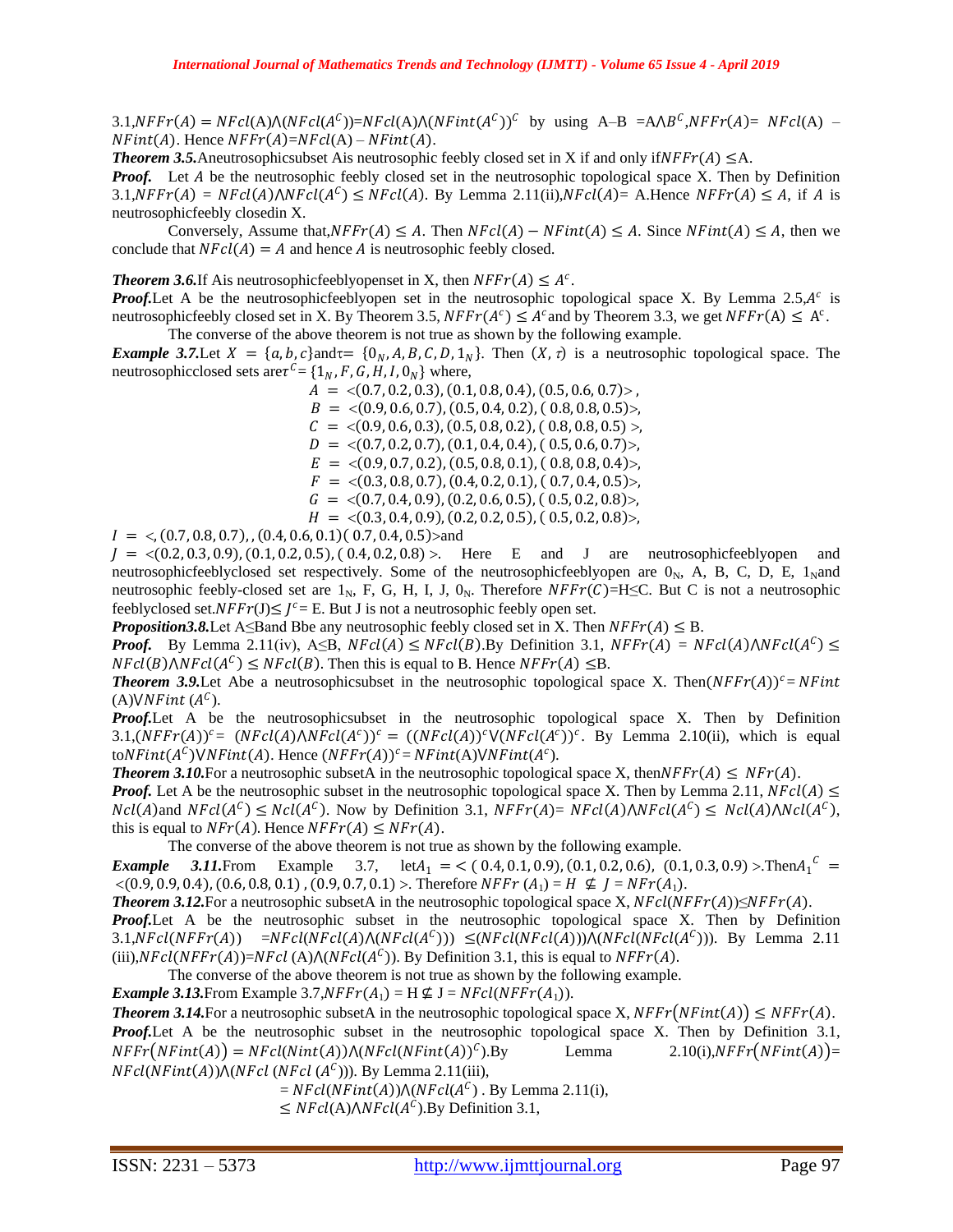3.1,$NFFr(A) = NFcl(A) \wedge (NFcl(A^C))$=$NFcl(A) \wedge (NFint(A^C))^C$ by using A–B =$A \wedge B^C$,$NFFr(A)$= $NFcl(A) - NFint(A)$. Hence $NFFr(A)$=$NFcl(A) - NFint(A)$.

***Theorem 3.5.*** Aneutrosophicsubset Ais neutrosophic feebly closed set in X if and only if$NFFr(A) \leq$A.

***Proof.*** Let $A$ be the neutrosophic feebly closed set in the neutrosophic topological space X. Then by Definition 3.1,$NFFr(A) = NFcl(A) \wedge NFcl(A^C) \leq NFcl(A)$. By Lemma 2.11(ii),$NFcl(A)$= A.Hence $NFFr(A) \leq A$, if $A$ is neutrosophicfeebly closedin X.

Conversely, Assume that,$NFFr(A) \leq A$. Then $NFcl(A) - NFint(A) \leq A$. Since $NFint(A) \leq A$, then we conclude that $NFcl(A) = A$ and hence $A$ is neutrosophic feebly closed.

***Theorem 3.6.*** If Ais neutrosophicfeeblyopenset in X, then $NFFr(A) \leq A^c$.

***Proof.*** Let A be the neutrosophicfeeblyopen set in the neutrosophic topological space X. By Lemma 2.5,$A^c$ is neutrosophicfeebly closed set in X. By Theorem 3.5, $NFFr(A^c) \leq A^c$ and by Theorem 3.3, we get $NFFr(A) \leq A^c$.

The converse of the above theorem is not true as shown by the following example.

***Example 3.7.*** Let $X = \{a, b, c\}$and$\tau = \{0_N, A, B, C, D, 1_N\}$. Then $(X, \tau)$ is a neutrosophic topological space. The neutrosophicclosed sets are$\tau^C = \{1_N, F, G, H, I, 0_N\}$ where,

$$A = <(0.7, 0.2, 0.3), (0.1, 0.8, 0.4), (0.5, 0.6, 0.7)>,$$
$$B = <(0.9, 0.6, 0.7), (0.5, 0.4, 0.2), (0.8, 0.8, 0.5)>,$$
$$C = <(0.9, 0.6, 0.3), (0.5, 0.8, 0.2), (0.8, 0.8, 0.5)>,$$
$$D = <(0.7, 0.2, 0.7), (0.1, 0.4, 0.4), (0.5, 0.6, 0.7)>,$$
$$E = <(0.9, 0.7, 0.2), (0.5, 0.8, 0.1), (0.8, 0.8, 0.4)>,$$
$$F = <(0.3, 0.8, 0.7), (0.4, 0.2, 0.1), (0.7, 0.4, 0.5)>,$$
$$G = <(0.7, 0.4, 0.9), (0.2, 0.6, 0.5), (0.5, 0.2, 0.8)>,$$
$$H = <(0.3, 0.4, 0.9), (0.2, 0.2, 0.5), (0.5, 0.2, 0.8)>,$$

$I = <, (0.7, 0.8, 0.7), , (0.4, 0.6, 0.1)(0.7, 0.4, 0.5)>$and

$J = <(0.2, 0.3, 0.9), (0.1, 0.2, 0.5), (0.4, 0.2, 0.8)>$. Here E and J are neutrosophicfeeblyopen and neutrosophicfeeblyclosed set respectively. Some of the neutrosophicfeeblyopen are $0_N$, A, B, C, D, E, $1_N$and neutrosophic feebly-closed set are $1_N$, F, G, H, I, J, $0_N$. Therefore $NFFr(C)$=H≤C. But C is not a neutrosophic feeblyclosed set.$NFFr(J) \leq J^c$= E. But J is not a neutrosophic feebly open set.

***Proposition3.8.*** Let A≤Band Bbe any neutrosophic feebly closed set in X. Then $NFFr(A) \leq$ B.

***Proof.*** By Lemma 2.11(iv), A≤B, $NFcl(A) \leq NFcl(B)$.By Definition 3.1, $NFFr(A) = NFcl(A) \wedge NFcl(A^C) \leq NFcl(B) \wedge NFcl(A^C) \leq NFcl(B)$. Then this is equal to B. Hence $NFFr(A) \leq$B.

***Theorem 3.9.*** Let Abe a neutrosophicsubset in the neutrosophic topological space X. Then$(NFFr(A))^c = NFint(A) \vee NFint(A^C)$.

***Proof.*** Let A be the neutrosophicsubset in the neutrosophic topological space X. Then by Definition 3.1,$(NFFr(A))^c$= $(NFcl(A) \wedge NFcl(A^c))^c = ((NFcl(A))^c \vee (NFcl(A^c))^c$. By Lemma 2.10(ii), which is equal to$NFint(A^C) \vee NFint(A)$. Hence $(NFFr(A))^c = NFint(A) \vee NFint(A^c)$.

***Theorem 3.10.*** For a neutrosophic subsetA in the neutrosophic topological space X, then$NFFr(A) \leq NFr(A)$.

***Proof.*** Let A be the neutrosophic subset in the neutrosophic topological space X. Then by Lemma 2.11, $NFcl(A) \leq Ncl(A)$and $NFcl(A^C) \leq Ncl(A^C)$. Now by Definition 3.1, $NFFr(A)$= $NFcl(A) \wedge NFcl(A^C) \leq Ncl(A) \wedge Ncl(A^C)$, this is equal to $NFr(A)$. Hence $NFFr(A) \leq NFr(A)$.

The converse of the above theorem is not true as shown by the following example.

***Example 3.11.*** From Example 3.7, let$A_1 = <(0.4, 0.1, 0.9), (0.1, 0.2, 0.6), (0.1, 0.3, 0.9)>$.Then${A_1}^C = <(0.9, 0.9, 0.4), (0.6, 0.8, 0.1), (0.9, 0.7, 0.1)>$. Therefore $NFFr\,(A_1) = H \nsubseteq J = NFr(A_1)$.

***Theorem 3.12.*** For a neutrosophic subsetA in the neutrosophic topological space X, $NFcl(NFFr(A))$≤$NFFr(A)$.

***Proof.*** Let A be the neutrosophic subset in the neutrosophic topological space X. Then by Definition 3.1,$NFcl(NFFr(A))$ =$NFcl(NFcl(A) \wedge (NFcl(A^C)))$ ≤$(NFcl(NFcl(A))) \wedge (NFcl(NFcl(A^C)))$. By Lemma 2.11 (iii),$NFcl(NFFr(A))$=$NFcl(A) \wedge (NFcl(A^C))$. By Definition 3.1, this is equal to $NFFr(A)$.

The converse of the above theorem is not true as shown by the following example.

***Example 3.13.*** From Example 3.7,$NFFr(A_1)$ = H ⊈ J = $NFcl(NFFr(A_1))$.

***Theorem 3.14.*** For a neutrosophic subsetA in the neutrosophic topological space X, $NFFr(NFint(A)) \leq NFFr(A)$.

***Proof.*** Let A be the neutrosophic subset in the neutrosophic topological space X. Then by Definition 3.1, $NFFr(NFint(A)) = NFcl(Nint(A)) \wedge (NFcl(NFint(A))^C)$.By Lemma 2.10(i),$NFFr(NFint(A))$= $NFcl(NFint(A)) \wedge (NFcl\,(NFcl\,(A^C)))$. By Lemma 2.11(iii),

$= NFcl(NFint(A)) \wedge (NFcl(A^C)$ . By Lemma 2.11(i),

$\leq NFcl(A) \wedge NFcl(A^C)$.By Definition 3.1,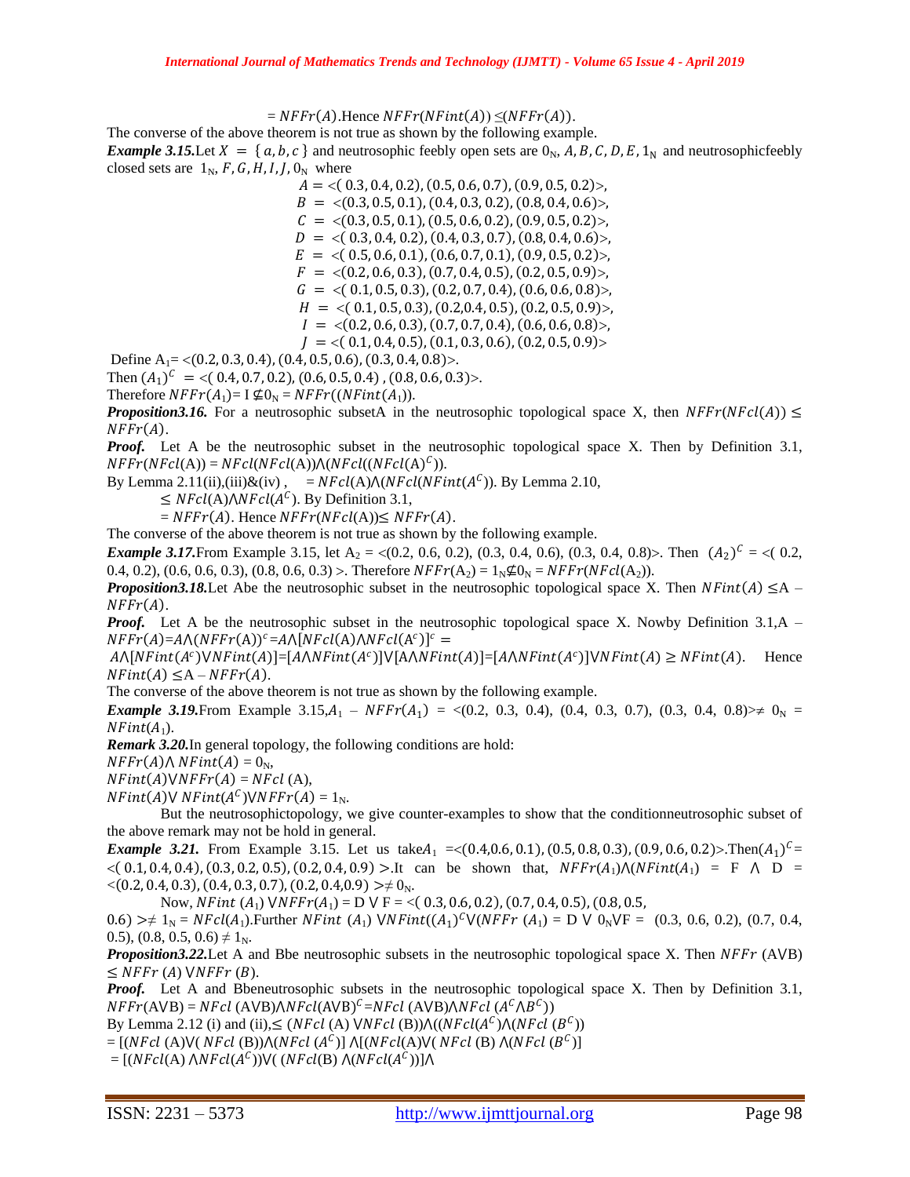$= NFFr(A)$.Hence $NFFr(NFint(A)) \leq (NFFr(A))$.

The converse of the above theorem is not true as shown by the following example.

***Example 3.15.***Let $X = \{a, b, c\}$ and neutrosophic feebly open sets are $0_N, A, B, C, D, E, 1_N$ and neutrosophicfeebly closed sets are $1_N, F, G, H, I, J, 0_N$ where

$$A = <(0.3, 0.4, 0.2), (0.5, 0.6, 0.7), (0.9, 0.5, 0.2)>,$$
$$B = <(0.3, 0.5, 0.1), (0.4, 0.3, 0.2), (0.8, 0.4, 0.6)>,$$
$$C = <(0.3, 0.5, 0.1), (0.5, 0.6, 0.2), (0.9, 0.5, 0.2)>,$$
$$D = <(0.3, 0.4, 0.2), (0.4, 0.3, 0.7), (0.8, 0.4, 0.6)>,$$
$$E = <(0.5, 0.6, 0.1), (0.6, 0.7, 0.1), (0.9, 0.5, 0.2)>,$$
$$F = <(0.2, 0.6, 0.3), (0.7, 0.4, 0.5), (0.2, 0.5, 0.9)>,$$
$$G = <(0.1, 0.5, 0.3), (0.2, 0.7, 0.4), (0.6, 0.6, 0.8)>,$$
$$H = <(0.1, 0.5, 0.3), (0.2, 0.4, 0.5), (0.2, 0.5, 0.9)>,$$
$$I = <(0.2, 0.6, 0.3), (0.7, 0.7, 0.4), (0.6, 0.6, 0.8)>,$$
$$J = <(0.1, 0.4, 0.5), (0.1, 0.3, 0.6), (0.2, 0.5, 0.9)>$$

Define $A_1 = <(0.2, 0.3, 0.4), (0.4, 0.5, 0.6), (0.3, 0.4, 0.8)>$.

Then $(A_1)^C = <(0.4, 0.7, 0.2), (0.6, 0.5, 0.4), (0.8, 0.6, 0.3)>$.

Therefore $NFFr(A_1) = I \nleq 0_N = NFFr((NFint(A_1))$.

***Proposition3.16.*** For a neutrosophic subsetA in the neutrosophic topological space X, then $NFFr(NFcl(A)) \leq NFFr(A)$.

***Proof.*** Let A be the neutrosophic subset in the neutrosophic topological space X. Then by Definition 3.1, $NFFr(NFcl(A)) = NFcl(NFcl(A)) \wedge (NFcl((NFcl(A)^C))$.

By Lemma 2.11(ii),(iii)&(iv) , $= NFcl(A) \wedge (NFcl(NFint(A^C))$. By Lemma 2.10,

$\leq NFcl(A) \wedge NFcl(A^C)$. By Definition 3.1,

$= NFFr(A)$. Hence $NFFr(NFcl(A)) \leq NFFr(A)$.

The converse of the above theorem is not true as shown by the following example.

***Example 3.17.***From Example 3.15, let $A_2 = <(0.2, 0.6, 0.2), (0.3, 0.4, 0.6), (0.3, 0.4, 0.8)>$. Then $(A_2)^C = <(0.2, 0.4, 0.2), (0.6, 0.6, 0.3), (0.8, 0.6, 0.3)>$. Therefore $NFFr(A_2) = 1_N \nleq 0_N = NFFr(NFcl(A_2))$.

***Proposition3.18.***Let Abe the neutrosophic subset in the neutrosophic topological space X. Then $NFint(A) \leq A - NFFr(A)$.

***Proof.*** Let A be the neutrosophic subset in the neutrosophic topological space X. Nowby Definition 3.1,$A - NFFr(A) = A \wedge (NFFr(A))^c = A \wedge [NFcl(A) \wedge NFcl(A^c)]^c =$
$A \wedge [NFint(A^c) \vee NFint(A)] = [A \wedge NFint(A^c)] \vee [A \wedge NFint(A)] = [A \wedge NFint(A^c)] \vee NFint(A) \geq NFint(A)$. Hence $NFint(A) \leq A - NFFr(A)$.

The converse of the above theorem is not true as shown by the following example.

***Example 3.19.***From Example 3.15,$A_1 - NFFr(A_1) = <(0.2, 0.3, 0.4), (0.4, 0.3, 0.7), (0.3, 0.4, 0.8)> \neq 0_N = NFint(A_1)$.

***Remark 3.20.***In general topology, the following conditions are hold:

$NFFr(A) \wedge NFint(A) = 0_N$,

$NFint(A) \vee NFFr(A) = NFcl(A)$,

$NFint(A) \vee NFint(A^C) \vee NFFr(A) = 1_N$.

But the neutrosophictopology, we give counter-examples to show that the conditionneutrosophic subset of the above remark may not be hold in general.

***Example 3.21.*** From Example 3.15. Let us take$A_1 = <(0.4, 0.6, 0.1), (0.5, 0.8, 0.3), (0.9, 0.6, 0.2)>$.Then$(A_1)^C = <(0.1, 0.4, 0.4), (0.3, 0.2, 0.5), (0.2, 0.4, 0.9)>$.It can be shown that, $NFFr(A_1) \wedge (NFint(A_1) = F \wedge D = <(0.2, 0.4, 0.3), (0.4, 0.3, 0.7), (0.2, 0.4, 0.9) > \neq 0_N$.

Now, $NFint(A_1) \vee NFFr(A_1) = D \vee F = <(0.3, 0.6, 0.2), (0.7, 0.4, 0.5), (0.8, 0.5, 0.6) > \neq 1_N = NFcl(A_1)$.Further $NFint(A_1) \vee NFint((A_1)^C \vee (NFFr(A_1) = D \vee 0_N \vee F =$ (0.3, 0.6, 0.2), (0.7, 0.4, 0.5), (0.8, 0.5, 0.6) $\neq 1_N$.

***Proposition3.22.***Let A and Bbe neutrosophic subsets in the neutrosophic topological space X. Then $NFFr(A \vee B) \leq NFFr(A) \vee NFFr(B)$.

***Proof.*** Let A and Bbeneutrosophic subsets in the neutrosophic topological space X. Then by Definition 3.1, $NFFr(A \vee B) = NFcl(A \vee B) \wedge NFcl(A \vee B)^C = NFcl(A \vee B) \wedge NFcl(A^C \wedge B^C))$

By Lemma 2.12 (i) and (ii),$\leq (NFcl(A) \vee NFcl(B)) \wedge ((NFcl(A^C) \wedge (NFcl(B^C))$

$= [(NFcl(A) \vee (NFcl(B)) \wedge (NFcl(A^C)] \wedge [(NFcl(A) \vee (NFcl(B) \wedge (NFcl(B^C)]$

$= [(NFcl(A) \wedge NFcl(A^C)) \vee ((NFcl(B) \wedge (NFcl(A^C))] \wedge$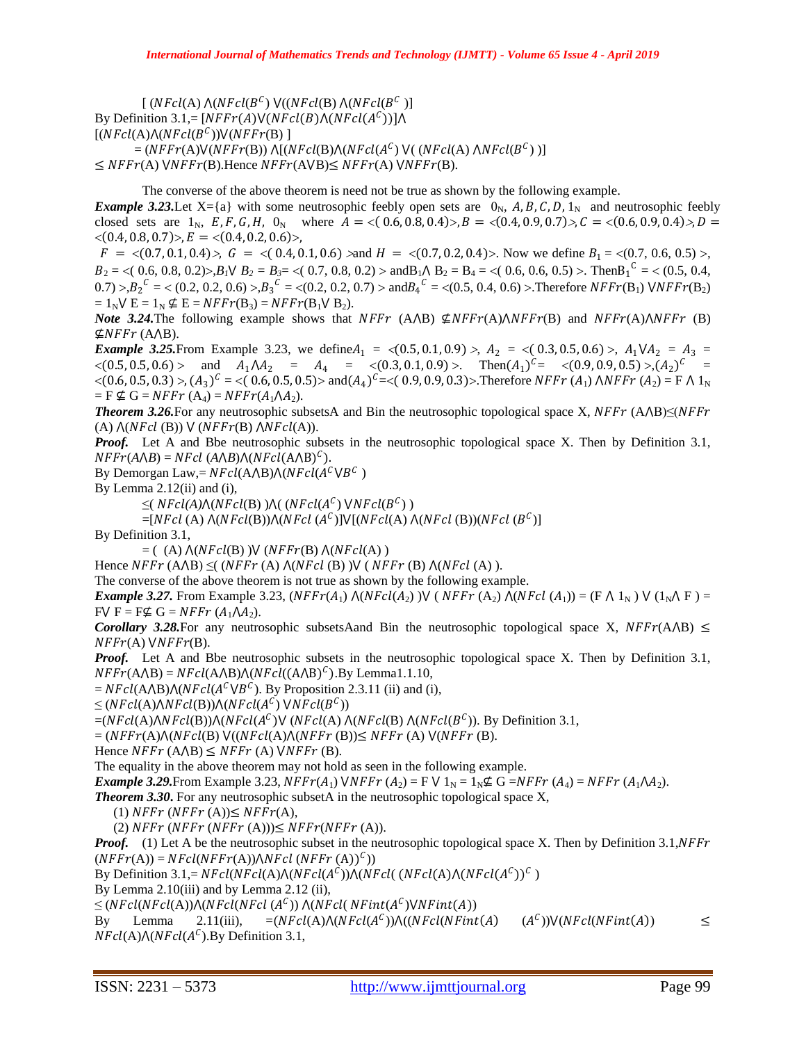[ $(NFcl(A) \wedge (NFcl(B^C) \vee ((NFcl(B) \wedge (NFcl(B^C)$ )]

By Definition 3.1,= $[NFFr(A) \vee (NFcl(B) \wedge (NFcl(A^C))] \wedge$

$[(NFcl(A) \wedge (NFcl(B^C)) \vee (NFFr(B)$ ]

= $(NFFr(A) \vee (NFFr(B)) \wedge [(NFcl(B) \wedge (NFcl(A^C) \vee ( (NFcl(A) \wedge NFcl(B^C) )]$

$\leq NFFr(A) \vee NFFr(B)$.Hence $NFFr(A \vee B) \leq NFFr(A) \vee NFFr(B)$.

The converse of the above theorem is need not be true as shown by the following example.

***Example 3.23.***Let X={a} with some neutrosophic feebly open sets are $0_N$, $A, B, C, D, 1_N$ and neutrosophic feebly closed sets are $1_N$, $E, F, G, H$, $0_N$ where $A = <(0.6, 0.8, 0.4)>$, $B = <(0.4, 0.9, 0.7)>$, $C = <(0.6, 0.9, 0.4)>$, $D = <(0.4, 0.8, 0.7)>$, $E = <(0.4, 0.2, 0.6)>$,

$F = <(0.7, 0.1, 0.4)>$, $G = <(0.4, 0.1, 0.6)>$and $H = <(0.7, 0.2, 0.4)>$. Now we define $B_1 = <(0.7, 0.6, 0.5)>$, $B_2 = <(0.6, 0.8, 0.2)>$,$B_1 \vee B_2 = B_3 = <(0.7, 0.8, 0.2)>$ and$B_1 \wedge B_2 = B_4 = <(0.6, 0.6, 0.5)>$. Then$B_1^C = <(0.5, 0.4, 0.7)>$,$B_2^C = <(0.2, 0.2, 0.6)>$,$B_3^C = <(0.2, 0.2, 0.7)>$ and$B_4^C = <(0.5, 0.4, 0.6)>$.Therefore $NFFr(B_1) \vee NFFr(B_2) = 1_N \vee E = 1_N \nsubseteq E = NFFr(B_3) = NFFr(B_1 \vee B_2)$.

***Note 3.24.***The following example shows that $NFFr(A \wedge B) \nsubseteq NFFr(A) \wedge NFFr(B)$ and $NFFr(A) \wedge NFFr(B) \nsubseteq NFFr(A \wedge B)$.

***Example 3.25.***From Example 3.23, we define$A_1 = <(0.5, 0.1, 0.9)>$, $A_2 = <(0.3, 0.5, 0.6)>$, $A_1 \vee A_2 = A_3 = <(0.5, 0.5, 0.6)>$ and $A_1 \wedge A_2 = A_4 = <(0.3, 0.1, 0.9)>$. Then$(A_1)^C = <(0.9, 0.9, 0.5)>$,$(A_2)^C = <(0.6, 0.5, 0.3)>$,$(A_3)^C = <(0.6, 0.5, 0.5)>$ and$(A_4)^C = <(0.9, 0.9, 0.3)>$.Therefore $NFFr(A_1) \wedge NFFr(A_2) = F \wedge 1_N = F \nsubseteq G = NFFr(A_4) = NFFr(A_1 \wedge A_2)$.

***Theorem 3.26.***For any neutrosophic subsetsA and Bin the neutrosophic topological space X, $NFFr(A \wedge B) \leq (NFFr(A) \wedge (NFcl(B)) \vee (NFFr(B) \wedge NFcl(A))$.

***Proof.*** Let A and Bbe neutrosophic subsets in the neutrosophic topological space X. Then by Definition 3.1, $NFFr(A \wedge B) = NFcl(A \wedge B) \wedge (NFcl(A \wedge B)^C)$.

By Demorgan Law,= $NFcl(A \wedge B) \wedge (NFcl(A^C \vee B^C)$ )

By Lemma 2.12(ii) and (i),

$\leq ( NFcl(A) \wedge (NFcl(B) ) \wedge ( (NFcl(A^C) \vee NFcl(B^C) )$

$=[NFcl(A) \wedge (NFcl(B)) \wedge (NFcl(A^C)] \vee [(NFcl(A) \wedge (NFcl(B))(NFcl(B^C)]$

By Definition 3.1,

$= ( (A) \wedge (NFcl(B) ) \vee (NFFr(B) \wedge (NFcl(A) )$

Hence $NFFr(A \wedge B) \leq ( (NFFr(A) \wedge (NFcl(B) ) \vee ( NFFr(B) \wedge (NFcl(A) )$.

The converse of the above theorem is not true as shown by the following example.

***Example 3.27.*** From Example 3.23, $(NFFr(A_1) \wedge (NFcl(A_2) ) \vee ( NFFr(A_2) \wedge (NFcl(A_1)) = (F \wedge 1_N ) \vee (1_N \wedge F ) = F \vee F = F \nsubseteq G = NFFr(A_1 \wedge A_2)$.

***Corollary 3.28.***For any neutrosophic subsetsAand Bin the neutrosophic topological space X, $NFFr(A \wedge B) \leq NFFr(A) \vee NFFr(B)$.

***Proof.*** Let A and Bbe neutrosophic subsets in the neutrosophic topological space X. Then by Definition 3.1, $NFFr(A \wedge B) = NFcl(A \wedge B) \wedge (NFcl((A \wedge B)^C)$.By Lemma1.1.10,

$= NFcl(A \wedge B) \wedge (NFcl(A^C \vee B^C)$. By Proposition 2.3.11 (ii) and (i),

$\leq (NFcl(A) \wedge NFcl(B)) \wedge (NFcl(A^C) \vee NFcl(B^C))$

$=(NFcl(A) \wedge NFcl(B)) \wedge (NFcl(A^C) \vee (NFcl(A) \wedge (NFcl(B) \wedge (NFcl(B^C))$. By Definition 3.1,

$= (NFFr(A) \wedge (NFcl(B) \vee ((NFcl(A) \wedge (NFFr(B)) \leq NFFr(A) \vee (NFFr(B)$.

Hence $NFFr(A \wedge B) \leq NFFr(A) \vee NFFr(B)$.

The equality in the above theorem may not hold as seen in the following example.

***Example 3.29.***From Example 3.23, $NFFr(A_1) \vee NFFr(A_2) = F \vee 1_N = 1_N \nsubseteq G = NFFr(A_4) = NFFr(A_1 \wedge A_2)$.

***Theorem 3.30.*** For any neutrosophic subsetA in the neutrosophic topological space X,

(1) $NFFr(NFFr(A)) \leq NFFr(A)$,

(2) $NFFr(NFFr(NFFr(A))) \leq NFFr(NFFr(A))$.

***Proof.*** (1) Let A be the neutrosophic subset in the neutrosophic topological space X. Then by Definition 3.1,$NFFr(NFFr(A)) = NFcl(NFFr(A)) \wedge NFcl(NFFr(A))^C)$)

By Definition 3.1,= $NFcl(NFcl(A) \wedge (NFcl(A^C)) \wedge (NFcl( (NFcl(A) \wedge (NFcl(A^C))^C )$

By Lemma 2.10(iii) and by Lemma 2.12 (ii),

$\leq (NFcl(NFcl(A)) \wedge (NFcl(NFcl(A^C)) \wedge (NFcl( NFint(A^C) \vee NFint(A))$

By Lemma 2.11(iii), $=(NFcl(A) \wedge (NFcl(A^C)) \wedge ((NFcl(NFint(A) \quad (A^C)) \vee (NFcl(NFint(A)) \leq NFcl(A) \wedge (NFcl(A^C)$.By Definition 3.1,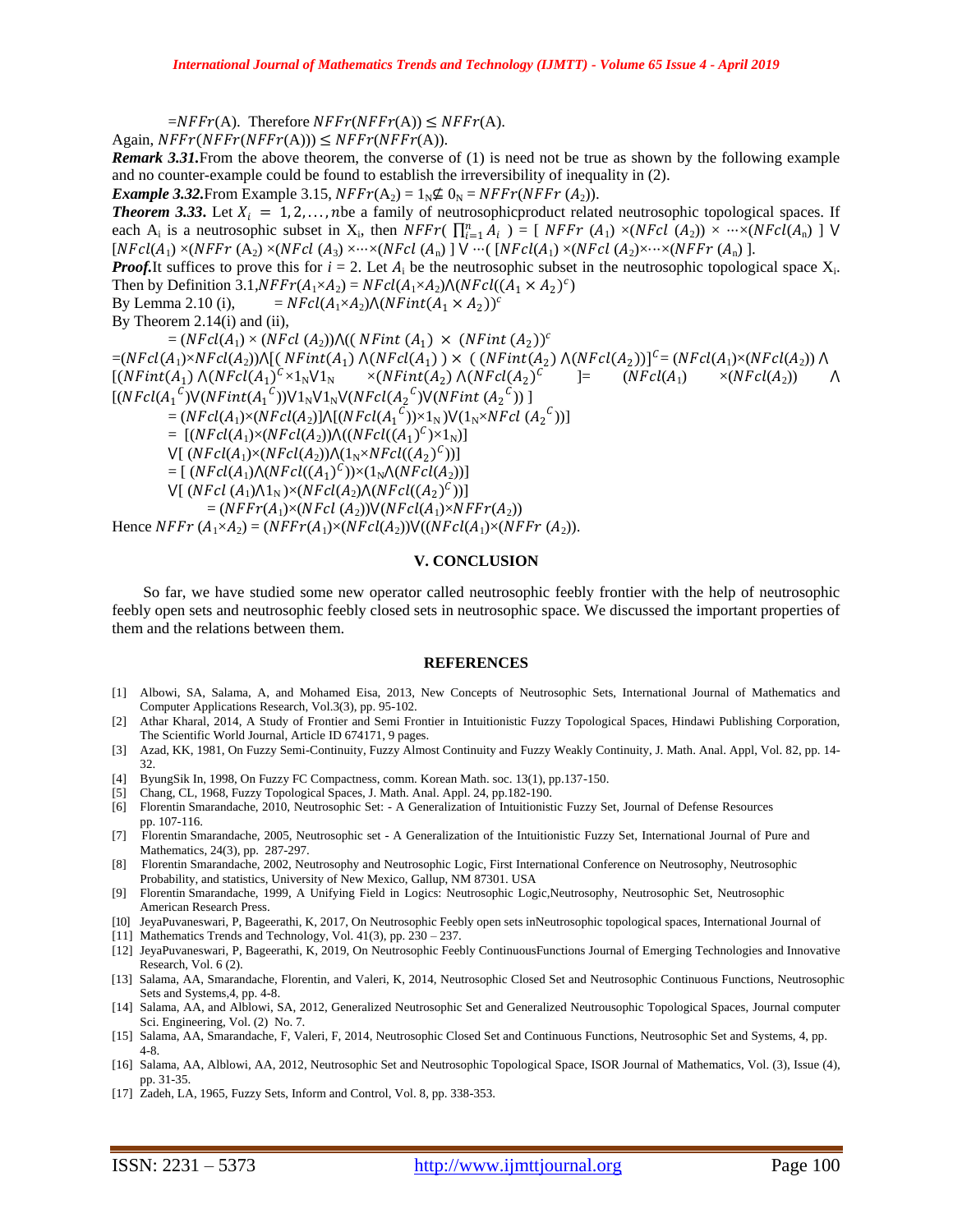$=NFFr(\text{A})$. Therefore $NFFr(NFFr(\text{A})) \leq NFFr(\text{A})$.

Again, $NFFr(NFFr(NFFr(\text{A}))) \leq NFFr(NFFr(\text{A}))$.

***Remark 3.31.*** From the above theorem, the converse of (1) is need not be true as shown by the following example and no counter-example could be found to establish the irreversibility of inequality in (2).

***Example 3.32.*** From Example 3.15, $NFFr(\text{A}_2) = 1_\text{N} \nsubseteq 0_\text{N} = NFFr(NFFr\ (A_2))$.

***Theorem 3.33.*** Let $X_i = 1, 2, \ldots, n$ be a family of neutrosophicproduct related neutrosophic topological spaces. If each $\text{A}_i$ is a neutrosophic subset in $\text{X}_i$, then $NFFr(\prod_{i=1}^{n} A_i) = [\ NFFr\ (A_1) \times (NFcl\ (A_2)) \times \cdots \times (NFcl(A_n)\ ] \lor [NFcl(A_1) \times (NFFr\ (\text{A}_2) \times (NFcl\ (A_3) \times \cdots \times (NFcl\ (A_n)\ ] \lor \cdots ([NFcl(A_1) \times (NFcl\ (A_2) \times \cdots \times (NFFr\ (A_n)\ ]$.

***Proof.*** It suffices to prove this for $i = 2$. Let $A_i$ be the neutrosophic subset in the neutrosophic topological space $\text{X}_i$. Then by Definition 3.1, $NFFr(A_1 \times A_2) = NFcl(A_1 \times A_2) \land (NFcl((A_1 \times A_2)^c)$

By Lemma 2.10 (i), $\quad = NFcl(A_1 \times A_2) \land (NFint(A_1 \times A_2))^c$

By Theorem 2.14(i) and (ii),

$= (NFcl(A_1) \times (NFcl\ (A_2)) \land ((\ NFint\ (A_1) \times (NFint\ (A_2))^c$

$= (NFcl(A_1) \times NFcl(A_2)) \land [(\ NFint(A_1) \land (NFcl(A_1)\ ) \times (\ (NFint(A_2) \land (NFcl(A_2))]^C = (NFcl(A_1) \times (NFcl(A_2)) \land [(NFint(A_1) \land (NFcl(A_1)^C \times 1_\text{N} \lor 1_\text{N} \quad \times (NFint(A_2) \land (NFcl(A_2)^C \quad ] = \quad (NFcl(A_1) \quad \times (NFcl(A_2)) \quad \land [(NFcl(A_1{}^C) \lor (NFint(A_1{}^C)) \lor 1_\text{N} \lor 1_\text{N} \lor (NFcl(A_2{}^C) \lor (NFint\ (A_2{}^C))\ ]$

$= (NFcl(A_1) \times (NFcl(A_2)] \land [(NFcl(A_1{}^C)) \times 1_\text{N}) \lor (1_\text{N} \times NFcl\ (A_2{}^C))]$

$= \ [(NFcl(A_1) \times (NFcl(A_2)) \land ((NFcl((A_1)^C) \times 1_\text{N})]$

$\lor [\ (NFcl(A_1) \times (NFcl(A_2)) \land (1_\text{N} \times NFcl((A_2)^C))]$

$= [\ (NFcl(A_1) \land (NFcl((A_1)^C)) \times (1_\text{N} \land (NFcl(A_2))]$

$\lor [\ (NFcl\ (A_1) \land 1_\text{N}\ ) \times (NFcl(A_2) \land (NFcl((A_2)^C))]$

$= (NFFr(A_1) \times (NFcl\ (A_2)) \lor (NFcl(A_1) \times NFFr(A_2))$

Hence $NFFr\ (A_1 \times A_2) = (NFFr(A_1) \times (NFcl(A_2)) \lor ((NFcl(A_1) \times (NFFr\ (A_2))$.

## V. CONCLUSION

So far, we have studied some new operator called neutrosophic feebly frontier with the help of neutrosophic feebly open sets and neutrosophic feebly closed sets in neutrosophic space. We discussed the important properties of them and the relations between them.

## REFERENCES

[1] Albowi, SA, Salama, A, and Mohamed Eisa, 2013, New Concepts of Neutrosophic Sets, International Journal of Mathematics and Computer Applications Research, Vol.3(3), pp. 95-102.

[2] Athar Kharal, 2014, A Study of Frontier and Semi Frontier in Intuitionistic Fuzzy Topological Spaces, Hindawi Publishing Corporation, The Scientific World Journal, Article ID 674171, 9 pages.

[3] Azad, KK, 1981, On Fuzzy Semi-Continuity, Fuzzy Almost Continuity and Fuzzy Weakly Continuity, J. Math. Anal. Appl, Vol. 82, pp. 14-32.

[4] ByungSik In, 1998, On Fuzzy FC Compactness, comm. Korean Math. soc. 13(1), pp.137-150.

[5] Chang, CL, 1968, Fuzzy Topological Spaces, J. Math. Anal. Appl. 24, pp.182-190.

[6] Florentin Smarandache, 2010, Neutrosophic Set: - A Generalization of Intuitionistic Fuzzy Set, Journal of Defense Resources pp. 107-116.

[7] Florentin Smarandache, 2005, Neutrosophic set - A Generalization of the Intuitionistic Fuzzy Set, International Journal of Pure and Mathematics, 24(3), pp. 287-297.

[8] Florentin Smarandache, 2002, Neutrosophy and Neutrosophic Logic, First International Conference on Neutrosophy, Neutrosophic Probability, and statistics, University of New Mexico, Gallup, NM 87301. USA

[9] Florentin Smarandache, 1999, A Unifying Field in Logics: Neutrosophic Logic,Neutrosophy, Neutrosophic Set, Neutrosophic American Research Press.

[10] JeyaPuvaneswari, P, Bageerathi, K, 2017, On Neutrosophic Feebly open sets inNeutrosophic topological spaces, International Journal of

[11] Mathematics Trends and Technology, Vol. 41(3), pp. 230 – 237.

[12] JeyaPuvaneswari, P, Bageerathi, K, 2019, On Neutrosophic Feebly ContinuousFunctions Journal of Emerging Technologies and Innovative Research, Vol. 6 (2).

[13] Salama, AA, Smarandache, Florentin, and Valeri, K, 2014, Neutrosophic Closed Set and Neutrosophic Continuous Functions, Neutrosophic Sets and Systems,4, pp. 4-8.

[14] Salama, AA, and Alblowi, SA, 2012, Generalized Neutrosophic Set and Generalized Neutrousophic Topological Spaces, Journal computer Sci. Engineering, Vol. (2) No. 7.

[15] Salama, AA, Smarandache, F, Valeri, F, 2014, Neutrosophic Closed Set and Continuous Functions, Neutrosophic Set and Systems, 4, pp. 4-8.

[16] Salama, AA, Alblowi, AA, 2012, Neutrosophic Set and Neutrosophic Topological Space, ISOR Journal of Mathematics, Vol. (3), Issue (4), pp. 31-35.

[17] Zadeh, LA, 1965, Fuzzy Sets, Inform and Control, Vol. 8, pp. 338-353.